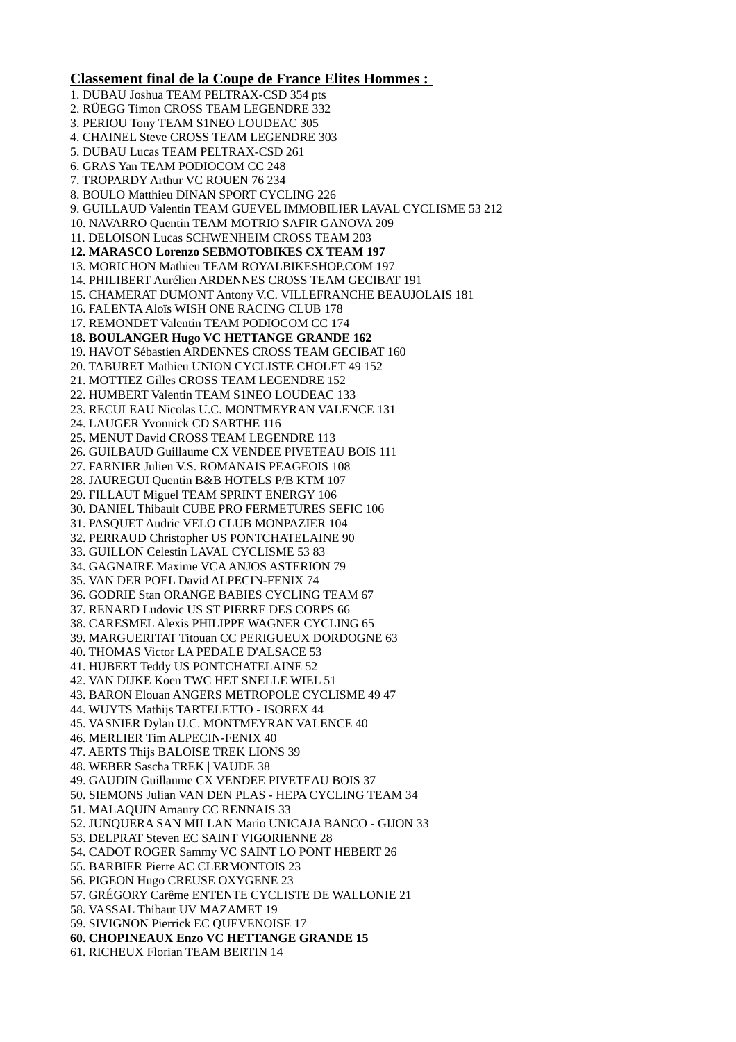**Classement final de la Coupe de France Elites Hommes :**

1. DUBAU Joshua TEAM PELTRAX-CSD 354 pts
2. RÜEGG Timon CROSS TEAM LEGENDRE 332
3. PERIOU Tony TEAM S1NEO LOUDEAC 305
4. CHAINEL Steve CROSS TEAM LEGENDRE 303
5. DUBAU Lucas TEAM PELTRAX-CSD 261
6. GRAS Yan TEAM PODIOCOM CC 248
7. TROPARDY Arthur VC ROUEN 76 234
8. BOULO Matthieu DINAN SPORT CYCLING 226
9. GUILLAUD Valentin TEAM GUEVEL IMMOBILIER LAVAL CYCLISME 53 212
10. NAVARRO Quentin TEAM MOTRIO SAFIR GANOVA 209
11. DELOISON Lucas SCHWENHEIM CROSS TEAM 203
12. **MARASCO Lorenzo SEBMOTOBIKES CX TEAM 197**
13. MORICHON Mathieu TEAM ROYALBIKESHOP.COM 197
14. PHILIBERT Aurélien ARDENNES CROSS TEAM GECIBAT 191
15. CHAMERAT DUMONT Antony V.C. VILLEFRANCHE BEAUJOLAIS 181
16. FALENTA Aloïs WISH ONE RACING CLUB 178
17. REMONDET Valentin TEAM PODIOCOM CC 174
18. **BOULANGER Hugo VC HETTANGE GRANDE 162**
19. HAVOT Sébastien ARDENNES CROSS TEAM GECIBAT 160
20. TABURET Mathieu UNION CYCLISTE CHOLET 49 152
21. MOTTIEZ Gilles CROSS TEAM LEGENDRE 152
22. HUMBERT Valentin TEAM S1NEO LOUDEAC 133
23. RECULEAU Nicolas U.C. MONTMEYRAN VALENCE 131
24. LAUGER Yvonnick CD SARTHE 116
25. MENUT David CROSS TEAM LEGENDRE 113
26. GUILBAUD Guillaume CX VENDEE PIVETEAU BOIS 111
27. FARNIER Julien V.S. ROMANAIS PEAGEOIS 108
28. JAUREGUI Quentin B&B HOTELS P/B KTM 107
29. FILLAUT Miguel TEAM SPRINT ENERGY 106
30. DANIEL Thibault CUBE PRO FERMETURES SEFIC 106
31. PASQUET Audric VELO CLUB MONPAZIER 104
32. PERRAUD Christopher US PONTCHATELAINE 90
33. GUILLON Celestin LAVAL CYCLISME 53 83
34. GAGNAIRE Maxime VCA ANJOS ASTERION 79
35. VAN DER POEL David ALPECIN-FENIX 74
36. GODRIE Stan ORANGE BABIES CYCLING TEAM 67
37. RENARD Ludovic US ST PIERRE DES CORPS 66
38. CARESMEL Alexis PHILIPPE WAGNER CYCLING 65
39. MARGUERITAT Titouan CC PERIGUEUX DORDOGNE 63
40. THOMAS Victor LA PEDALE D'ALSACE 53
41. HUBERT Teddy US PONTCHATELAINE 52
42. VAN DIJKE Koen TWC HET SNELLE WIEL 51
43. BARON Elouan ANGERS METROPOLE CYCLISME 49 47
44. WUYTS Mathijs TARTELETTO - ISOREX 44
45. VASNIER Dylan U.C. MONTMEYRAN VALENCE 40
46. MERLIER Tim ALPECIN-FENIX 40
47. AERTS Thijs BALOISE TREK LIONS 39
48. WEBER Sascha TREK | VAUDE 38
49. GAUDIN Guillaume CX VENDEE PIVETEAU BOIS 37
50. SIEMONS Julian VAN DEN PLAS - HEPA CYCLING TEAM 34
51. MALAQUIN Amaury CC RENNAIS 33
52. JUNQUERA SAN MILLAN Mario UNICAJA BANCO - GIJON 33
53. DELPRAT Steven EC SAINT VIGORIENNE 28
54. CADOT ROGER Sammy VC SAINT LO PONT HEBERT 26
55. BARBIER Pierre AC CLERMONTOIS 23
56. PIGEON Hugo CREUSE OXYGENE 23
57. GRÉGORY Carême ENTENTE CYCLISTE DE WALLONIE 21
58. VASSAL Thibaut UV MAZAMET 19
59. SIVIGNON Pierrick EC QUEVENOISE 17
60. **CHOPINEAUX Enzo VC HETTANGE GRANDE 15**
61. RICHEUX Florian TEAM BERTIN 14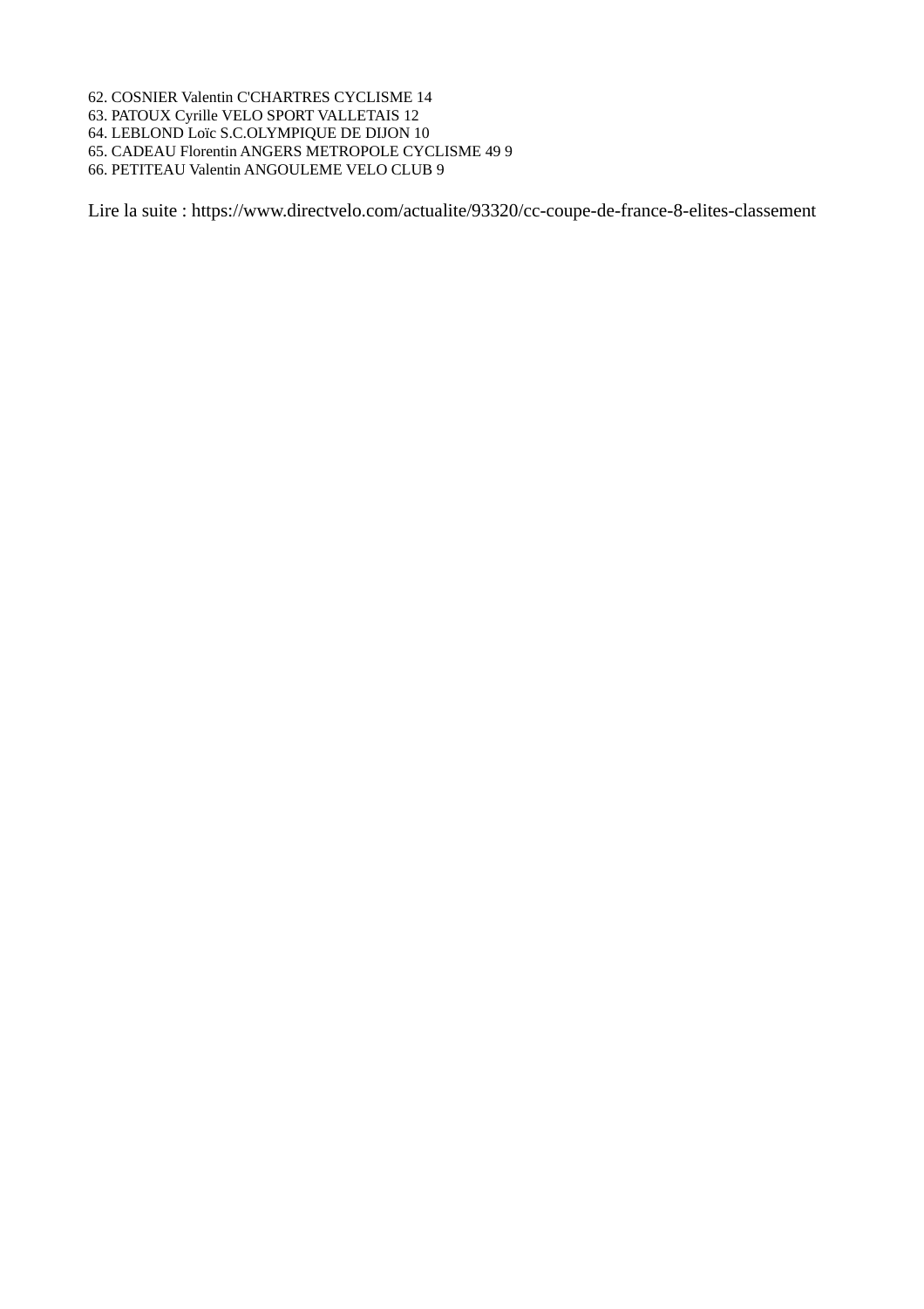62. COSNIER Valentin C'CHARTRES CYCLISME 14
63. PATOUX Cyrille VELO SPORT VALLETAIS 12
64. LEBLOND Loïc S.C.OLYMPIQUE DE DIJON 10
65. CADEAU Florentin ANGERS METROPOLE CYCLISME 49 9
66. PETITEAU Valentin ANGOULEME VELO CLUB 9

Lire la suite : https://www.directvelo.com/actualite/93320/cc-coupe-de-france-8-elites-classement